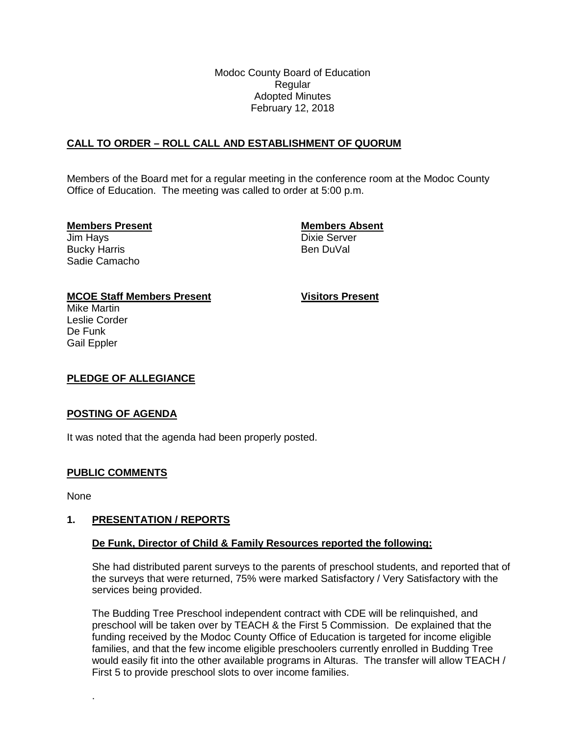Modoc County Board of Education
Regular
Adopted Minutes
February 12, 2018

## CALL TO ORDER – ROLL CALL AND ESTABLISHMENT OF QUORUM

Members of the Board met for a regular meeting in the conference room at the Modoc County Office of Education. The meeting was called to order at 5:00 p.m.

**Members Present**
Jim Hays
Bucky Harris
Sadie Camacho

**Members Absent**
Dixie Server
Ben DuVal

**MCOE Staff Members Present**
Mike Martin
Leslie Corder
De Funk
Gail Eppler

**Visitors Present**

## PLEDGE OF ALLEGIANCE

## POSTING OF AGENDA

It was noted that the agenda had been properly posted.

## PUBLIC COMMENTS

None

## 1. PRESENTATION / REPORTS

### De Funk, Director of Child & Family Resources reported the following:

She had distributed parent surveys to the parents of preschool students, and reported that of the surveys that were returned, 75% were marked Satisfactory / Very Satisfactory with the services being provided.

The Budding Tree Preschool independent contract with CDE will be relinquished, and preschool will be taken over by TEACH & the First 5 Commission. De explained that the funding received by the Modoc County Office of Education is targeted for income eligible families, and that the few income eligible preschoolers currently enrolled in Budding Tree would easily fit into the other available programs in Alturas. The transfer will allow TEACH / First 5 to provide preschool slots to over income families.

.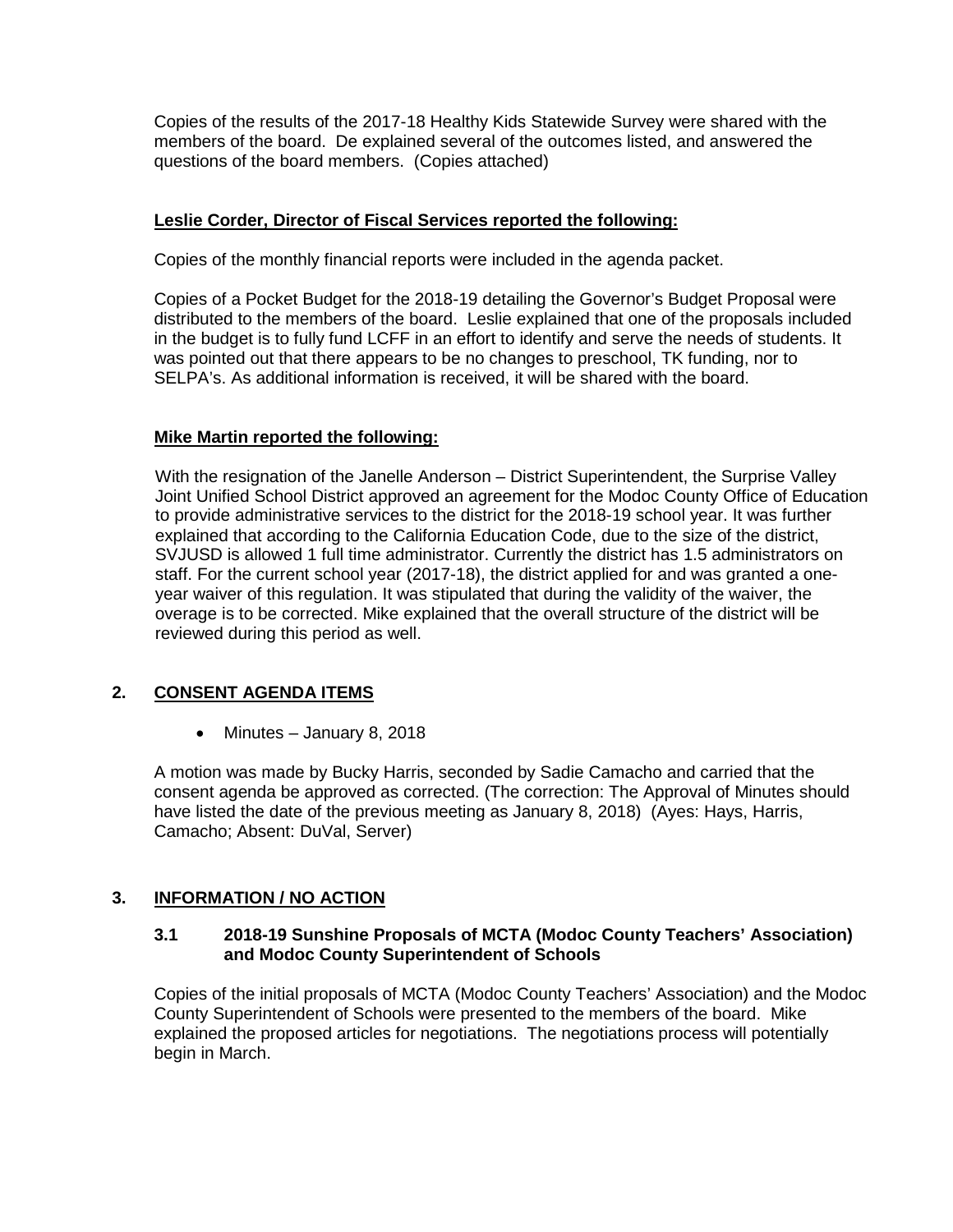Copies of the results of the 2017-18 Healthy Kids Statewide Survey were shared with the members of the board. De explained several of the outcomes listed, and answered the questions of the board members. (Copies attached)

**Leslie Corder, Director of Fiscal Services reported the following:**

Copies of the monthly financial reports were included in the agenda packet.

Copies of a Pocket Budget for the 2018-19 detailing the Governor's Budget Proposal were distributed to the members of the board. Leslie explained that one of the proposals included in the budget is to fully fund LCFF in an effort to identify and serve the needs of students. It was pointed out that there appears to be no changes to preschool, TK funding, nor to SELPA's. As additional information is received, it will be shared with the board.

**Mike Martin reported the following:**

With the resignation of the Janelle Anderson – District Superintendent, the Surprise Valley Joint Unified School District approved an agreement for the Modoc County Office of Education to provide administrative services to the district for the 2018-19 school year. It was further explained that according to the California Education Code, due to the size of the district, SVJUSD is allowed 1 full time administrator. Currently the district has 1.5 administrators on staff. For the current school year (2017-18), the district applied for and was granted a one-year waiver of this regulation. It was stipulated that during the validity of the waiver, the overage is to be corrected. Mike explained that the overall structure of the district will be reviewed during this period as well.

## 2. CONSENT AGENDA ITEMS

- Minutes – January 8, 2018

A motion was made by Bucky Harris, seconded by Sadie Camacho and carried that the consent agenda be approved as corrected. (The correction: The Approval of Minutes should have listed the date of the previous meeting as January 8, 2018) (Ayes: Hays, Harris, Camacho; Absent: DuVal, Server)

## 3. INFORMATION / NO ACTION

### 3.1 2018-19 Sunshine Proposals of MCTA (Modoc County Teachers' Association) and Modoc County Superintendent of Schools

Copies of the initial proposals of MCTA (Modoc County Teachers' Association) and the Modoc County Superintendent of Schools were presented to the members of the board. Mike explained the proposed articles for negotiations. The negotiations process will potentially begin in March.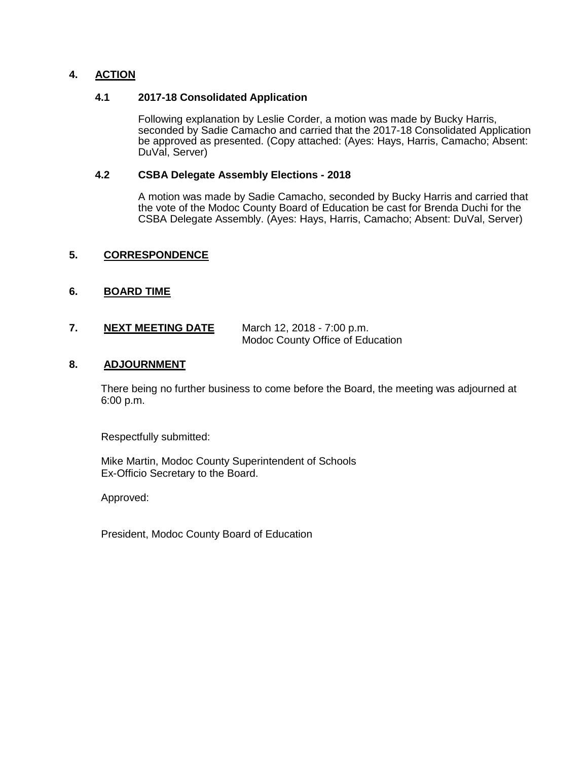## 4. ACTION

### 4.1 2017-18 Consolidated Application

Following explanation by Leslie Corder, a motion was made by Bucky Harris, seconded by Sadie Camacho and carried that the 2017-18 Consolidated Application be approved as presented. (Copy attached: (Ayes: Hays, Harris, Camacho; Absent: DuVal, Server)

### 4.2 CSBA Delegate Assembly Elections - 2018

A motion was made by Sadie Camacho, seconded by Bucky Harris and carried that the vote of the Modoc County Board of Education be cast for Brenda Duchi for the CSBA Delegate Assembly. (Ayes: Hays, Harris, Camacho; Absent: DuVal, Server)

## 5. CORRESPONDENCE

## 6. BOARD TIME

## 7. NEXT MEETING DATE

March 12, 2018 - 7:00 p.m.
Modoc County Office of Education

## 8. ADJOURNMENT

There being no further business to come before the Board, the meeting was adjourned at 6:00 p.m.

Respectfully submitted:

Mike Martin, Modoc County Superintendent of Schools
Ex-Officio Secretary to the Board.

Approved:

President, Modoc County Board of Education